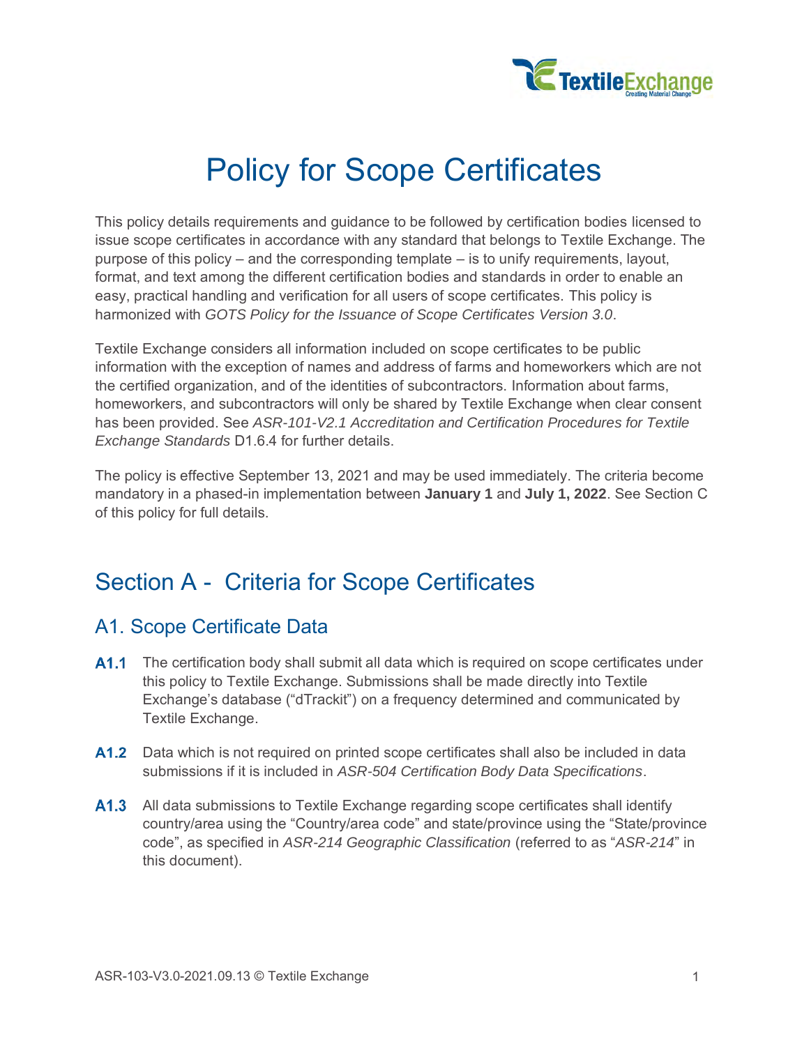# Policy for Scope Certificates

This policy details requirements and guidance to be followed by certification bodies licensed to issue scope certificates in accordance with any standard that belongs to Textile Exchange. The purpose of this policy – and the corresponding template – is to unify requirements, layout, format, and text among the different certification bodies and standards in order to enable an easy, practical handling and verification for all users of scope certificates. This policy is harmonized with *GOTS Policy for the Issuance of Scope Certificates Version 3.0*.

Textile Exchange considers all information included on scope certificates to be public information with the exception of names and address of farms and homeworkers which are not the certified organization, and of the identities of subcontractors. Information about farms, homeworkers, and subcontractors will only be shared by Textile Exchange when clear consent has been provided. See *ASR-101-V2.1 Accreditation and Certification Procedures for Textile Exchange Standards* D1.6.4 for further details.

The policy is effective September 13, 2021 and may be used immediately. The criteria become mandatory in a phased-in implementation between **January 1** and **July 1, 2022**. See Section C of this policy for full details.

## Section A - Criteria for Scope Certificates

### A1. Scope Certificate Data

**A1.1** The certification body shall submit all data which is required on scope certificates under this policy to Textile Exchange. Submissions shall be made directly into Textile Exchange's database ("dTrackit") on a frequency determined and communicated by Textile Exchange.

**A1.2** Data which is not required on printed scope certificates shall also be included in data submissions if it is included in *ASR-504 Certification Body Data Specifications*.

**A1.3** All data submissions to Textile Exchange regarding scope certificates shall identify country/area using the "Country/area code" and state/province using the "State/province code", as specified in *ASR-214 Geographic Classification* (referred to as "*ASR-214*" in this document).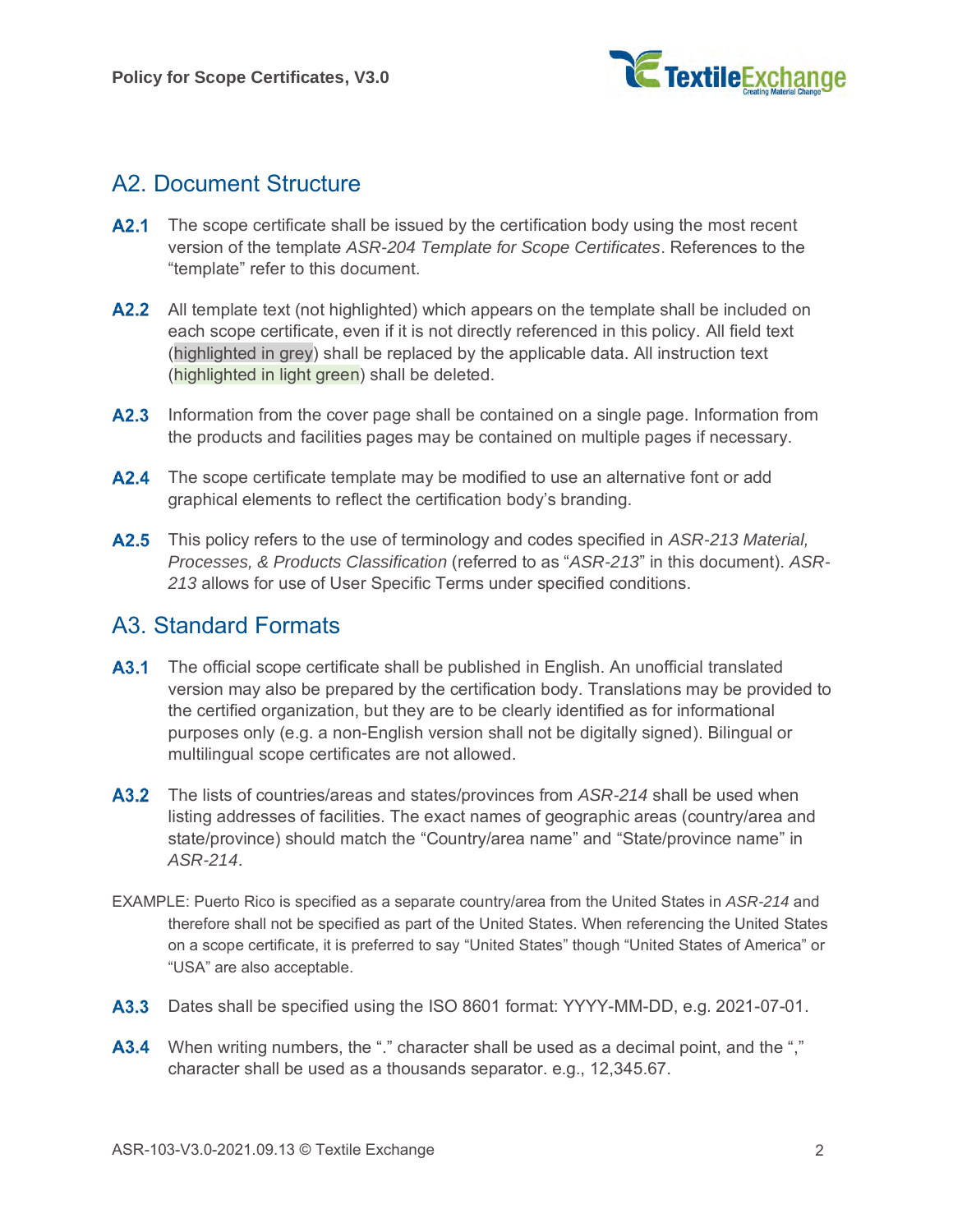## A2. Document Structure

**A2.1** The scope certificate shall be issued by the certification body using the most recent version of the template *ASR-204 Template for Scope Certificates*. References to the "template" refer to this document.

**A2.2** All template text (not highlighted) which appears on the template shall be included on each scope certificate, even if it is not directly referenced in this policy. All field text (highlighted in grey) shall be replaced by the applicable data. All instruction text (highlighted in light green) shall be deleted.

**A2.3** Information from the cover page shall be contained on a single page. Information from the products and facilities pages may be contained on multiple pages if necessary.

**A2.4** The scope certificate template may be modified to use an alternative font or add graphical elements to reflect the certification body's branding.

**A2.5** This policy refers to the use of terminology and codes specified in *ASR-213 Material, Processes, & Products Classification* (referred to as "*ASR-213*" in this document). *ASR-213* allows for use of User Specific Terms under specified conditions.

## A3. Standard Formats

**A3.1** The official scope certificate shall be published in English. An unofficial translated version may also be prepared by the certification body. Translations may be provided to the certified organization, but they are to be clearly identified as for informational purposes only (e.g. a non-English version shall not be digitally signed). Bilingual or multilingual scope certificates are not allowed.

**A3.2** The lists of countries/areas and states/provinces from *ASR-214* shall be used when listing addresses of facilities. The exact names of geographic areas (country/area and state/province) should match the "Country/area name" and "State/province name" in *ASR-214*.

EXAMPLE: Puerto Rico is specified as a separate country/area from the United States in *ASR-214* and therefore shall not be specified as part of the United States. When referencing the United States on a scope certificate, it is preferred to say "United States" though "United States of America" or "USA" are also acceptable.

**A3.3** Dates shall be specified using the ISO 8601 format: YYYY-MM-DD, e.g. 2021-07-01.

**A3.4** When writing numbers, the "." character shall be used as a decimal point, and the "," character shall be used as a thousands separator. e.g., 12,345.67.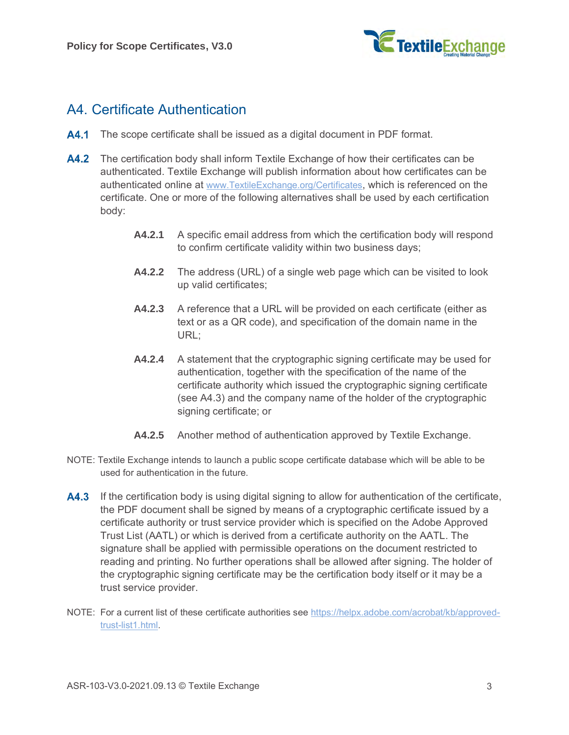## A4. Certificate Authentication

**A4.1** The scope certificate shall be issued as a digital document in PDF format.

**A4.2** The certification body shall inform Textile Exchange of how their certificates can be authenticated. Textile Exchange will publish information about how certificates can be authenticated online at www.TextileExchange.org/Certificates, which is referenced on the certificate. One or more of the following alternatives shall be used by each certification body:

> **A4.2.1** A specific email address from which the certification body will respond to confirm certificate validity within two business days;
>
> **A4.2.2** The address (URL) of a single web page which can be visited to look up valid certificates;
>
> **A4.2.3** A reference that a URL will be provided on each certificate (either as text or as a QR code), and specification of the domain name in the URL;
>
> **A4.2.4** A statement that the cryptographic signing certificate may be used for authentication, together with the specification of the name of the certificate authority which issued the cryptographic signing certificate (see A4.3) and the company name of the holder of the cryptographic signing certificate; or
>
> **A4.2.5** Another method of authentication approved by Textile Exchange.

NOTE: Textile Exchange intends to launch a public scope certificate database which will be able to be used for authentication in the future.

**A4.3** If the certification body is using digital signing to allow for authentication of the certificate, the PDF document shall be signed by means of a cryptographic certificate issued by a certificate authority or trust service provider which is specified on the Adobe Approved Trust List (AATL) or which is derived from a certificate authority on the AATL. The signature shall be applied with permissible operations on the document restricted to reading and printing. No further operations shall be allowed after signing. The holder of the cryptographic signing certificate may be the certification body itself or it may be a trust service provider.

NOTE: For a current list of these certificate authorities see https://helpx.adobe.com/acrobat/kb/approved-trust-list1.html.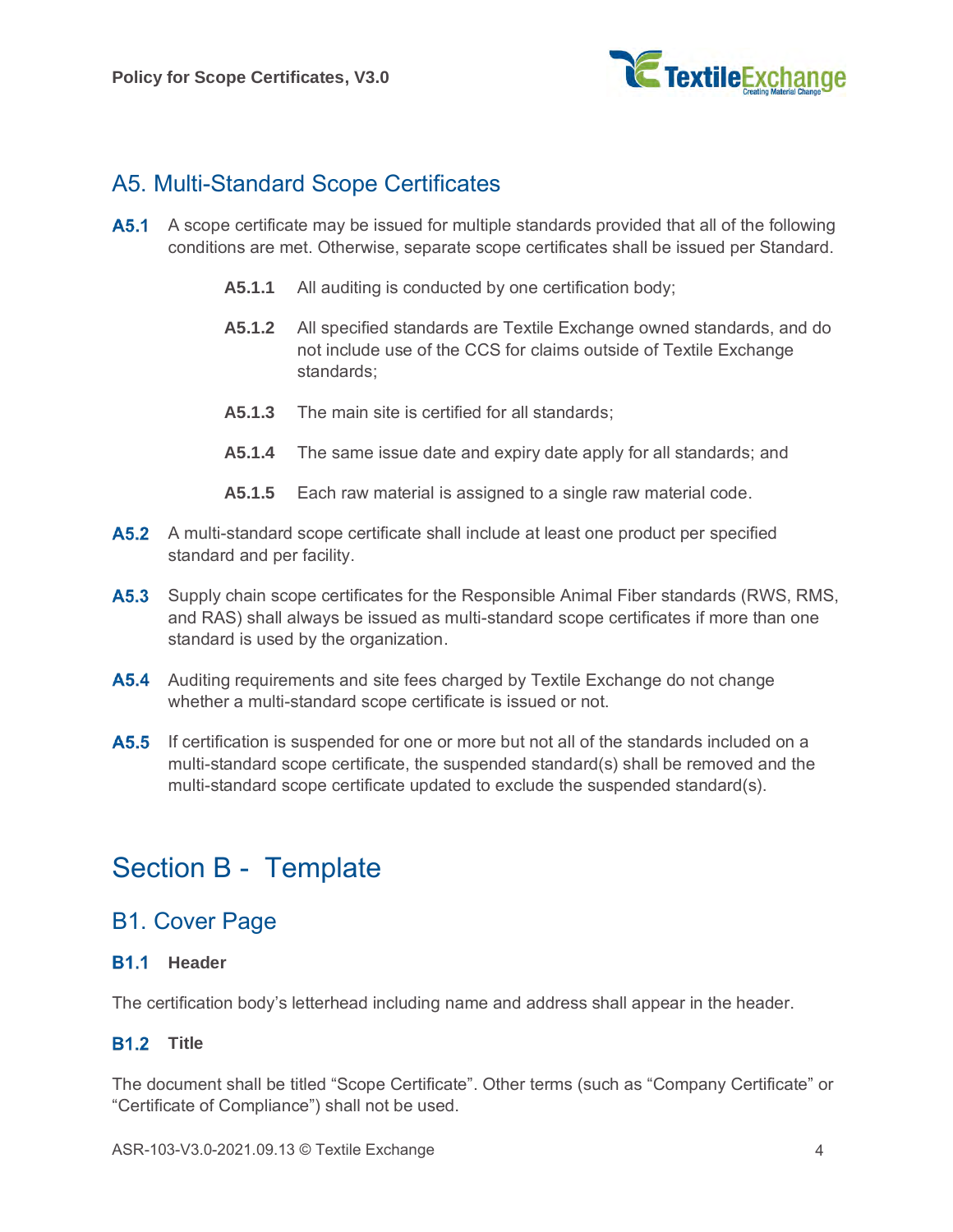## A5. Multi-Standard Scope Certificates

**A5.1** A scope certificate may be issued for multiple standards provided that all of the following conditions are met. Otherwise, separate scope certificates shall be issued per Standard.

- **A5.1.1** All auditing is conducted by one certification body;
- **A5.1.2** All specified standards are Textile Exchange owned standards, and do not include use of the CCS for claims outside of Textile Exchange standards;
- **A5.1.3** The main site is certified for all standards;
- **A5.1.4** The same issue date and expiry date apply for all standards; and
- **A5.1.5** Each raw material is assigned to a single raw material code.

**A5.2** A multi-standard scope certificate shall include at least one product per specified standard and per facility.

**A5.3** Supply chain scope certificates for the Responsible Animal Fiber standards (RWS, RMS, and RAS) shall always be issued as multi-standard scope certificates if more than one standard is used by the organization.

**A5.4** Auditing requirements and site fees charged by Textile Exchange do not change whether a multi-standard scope certificate is issued or not.

**A5.5** If certification is suspended for one or more but not all of the standards included on a multi-standard scope certificate, the suspended standard(s) shall be removed and the multi-standard scope certificate updated to exclude the suspended standard(s).

# Section B - Template

## B1. Cover Page

### B1.1 Header

The certification body's letterhead including name and address shall appear in the header.

### B1.2 Title

The document shall be titled "Scope Certificate". Other terms (such as "Company Certificate" or "Certificate of Compliance") shall not be used.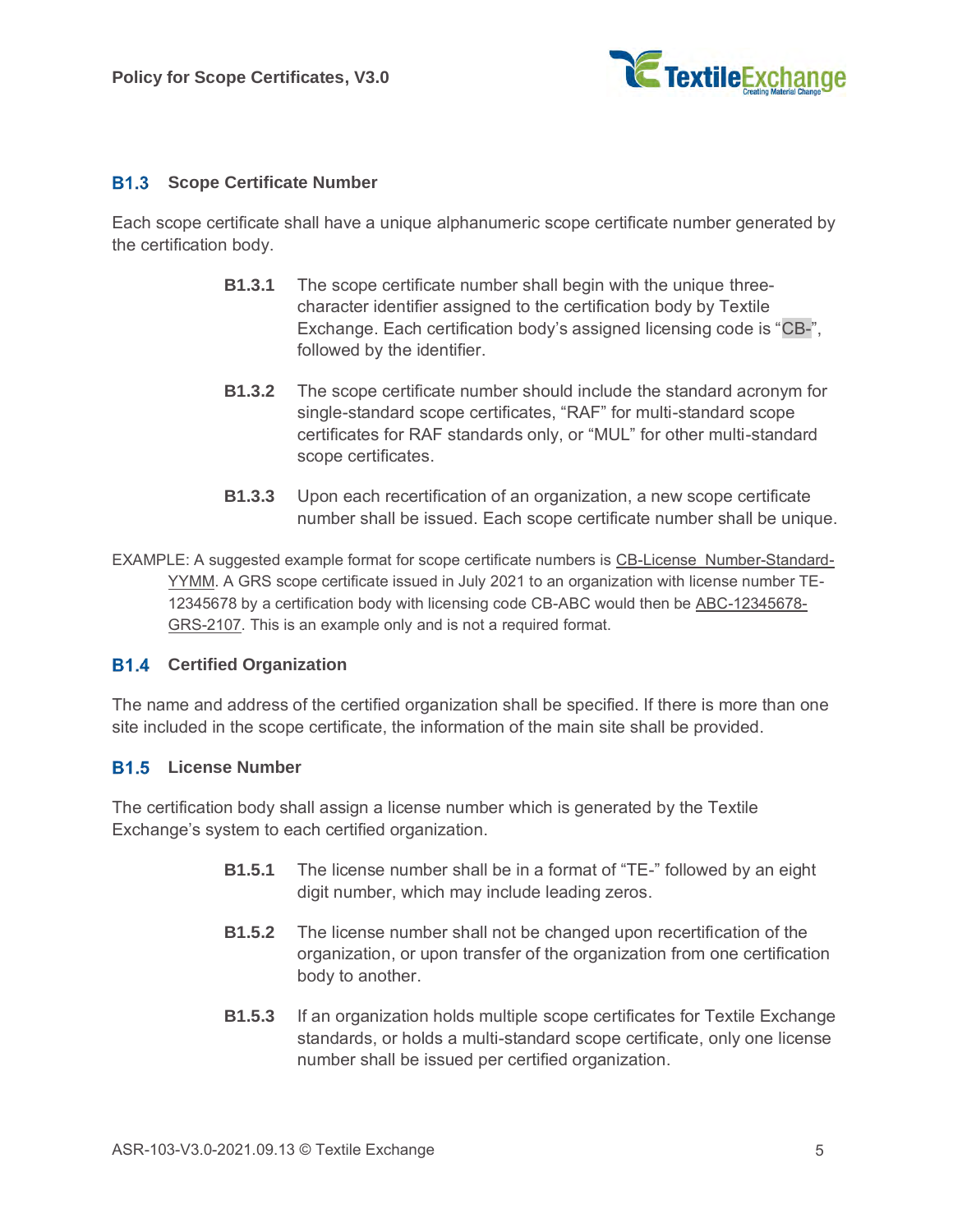### B1.3 Scope Certificate Number

Each scope certificate shall have a unique alphanumeric scope certificate number generated by the certification body.

**B1.3.1** The scope certificate number shall begin with the unique three-character identifier assigned to the certification body by Textile Exchange. Each certification body's assigned licensing code is "CB-", followed by the identifier.

**B1.3.2** The scope certificate number should include the standard acronym for single-standard scope certificates, "RAF" for multi-standard scope certificates for RAF standards only, or "MUL" for other multi-standard scope certificates.

**B1.3.3** Upon each recertification of an organization, a new scope certificate number shall be issued. Each scope certificate number shall be unique.

EXAMPLE: A suggested example format for scope certificate numbers is CB-License_Number-Standard-YYMM. A GRS scope certificate issued in July 2021 to an organization with license number TE-12345678 by a certification body with licensing code CB-ABC would then be ABC-12345678-GRS-2107. This is an example only and is not a required format.

### B1.4 Certified Organization

The name and address of the certified organization shall be specified. If there is more than one site included in the scope certificate, the information of the main site shall be provided.

### B1.5 License Number

The certification body shall assign a license number which is generated by the Textile Exchange's system to each certified organization.

**B1.5.1** The license number shall be in a format of "TE-" followed by an eight digit number, which may include leading zeros.

**B1.5.2** The license number shall not be changed upon recertification of the organization, or upon transfer of the organization from one certification body to another.

**B1.5.3** If an organization holds multiple scope certificates for Textile Exchange standards, or holds a multi-standard scope certificate, only one license number shall be issued per certified organization.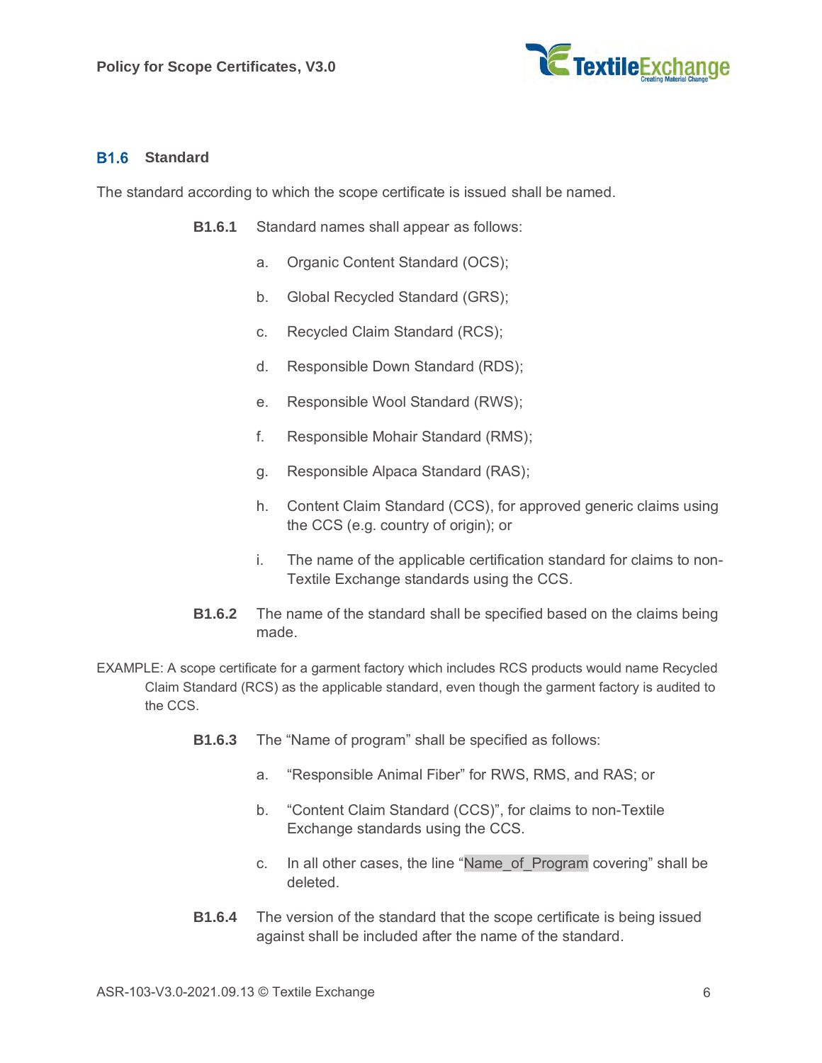## B1.6 Standard

The standard according to which the scope certificate is issued shall be named.

**B1.6.1** Standard names shall appear as follows:

a. Organic Content Standard (OCS);

b. Global Recycled Standard (GRS);

c. Recycled Claim Standard (RCS);

d. Responsible Down Standard (RDS);

e. Responsible Wool Standard (RWS);

f. Responsible Mohair Standard (RMS);

g. Responsible Alpaca Standard (RAS);

h. Content Claim Standard (CCS), for approved generic claims using the CCS (e.g. country of origin); or

i. The name of the applicable certification standard for claims to non-Textile Exchange standards using the CCS.

**B1.6.2** The name of the standard shall be specified based on the claims being made.

EXAMPLE: A scope certificate for a garment factory which includes RCS products would name Recycled Claim Standard (RCS) as the applicable standard, even though the garment factory is audited to the CCS.

**B1.6.3** The "Name of program" shall be specified as follows:

a. "Responsible Animal Fiber" for RWS, RMS, and RAS; or

b. "Content Claim Standard (CCS)", for claims to non-Textile Exchange standards using the CCS.

c. In all other cases, the line "Name_of_Program covering" shall be deleted.

**B1.6.4** The version of the standard that the scope certificate is being issued against shall be included after the name of the standard.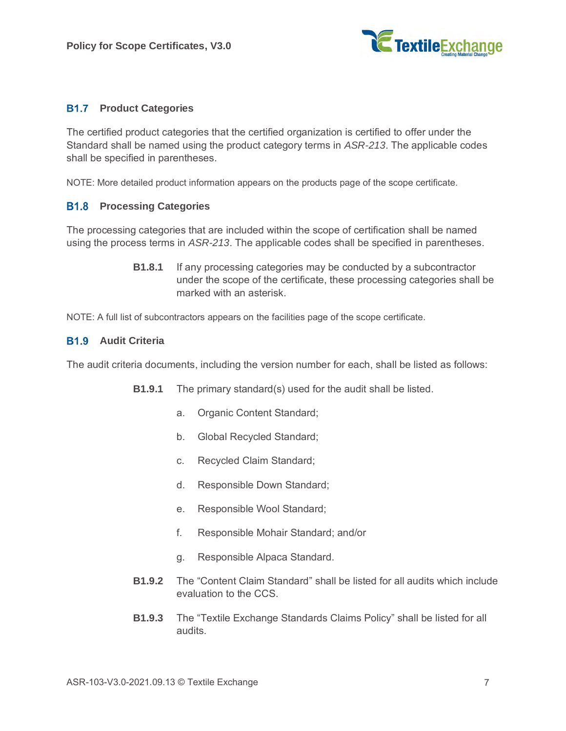### B1.7 Product Categories

The certified product categories that the certified organization is certified to offer under the Standard shall be named using the product category terms in *ASR-213*. The applicable codes shall be specified in parentheses.

NOTE: More detailed product information appears on the products page of the scope certificate.

### B1.8 Processing Categories

The processing categories that are included within the scope of certification shall be named using the process terms in *ASR-213*. The applicable codes shall be specified in parentheses.

**B1.8.1** If any processing categories may be conducted by a subcontractor under the scope of the certificate, these processing categories shall be marked with an asterisk.

NOTE: A full list of subcontractors appears on the facilities page of the scope certificate.

### B1.9 Audit Criteria

The audit criteria documents, including the version number for each, shall be listed as follows:

**B1.9.1** The primary standard(s) used for the audit shall be listed.

a. Organic Content Standard;

b. Global Recycled Standard;

c. Recycled Claim Standard;

d. Responsible Down Standard;

e. Responsible Wool Standard;

f. Responsible Mohair Standard; and/or

g. Responsible Alpaca Standard.

**B1.9.2** The “Content Claim Standard” shall be listed for all audits which include evaluation to the CCS.

**B1.9.3** The “Textile Exchange Standards Claims Policy” shall be listed for all audits.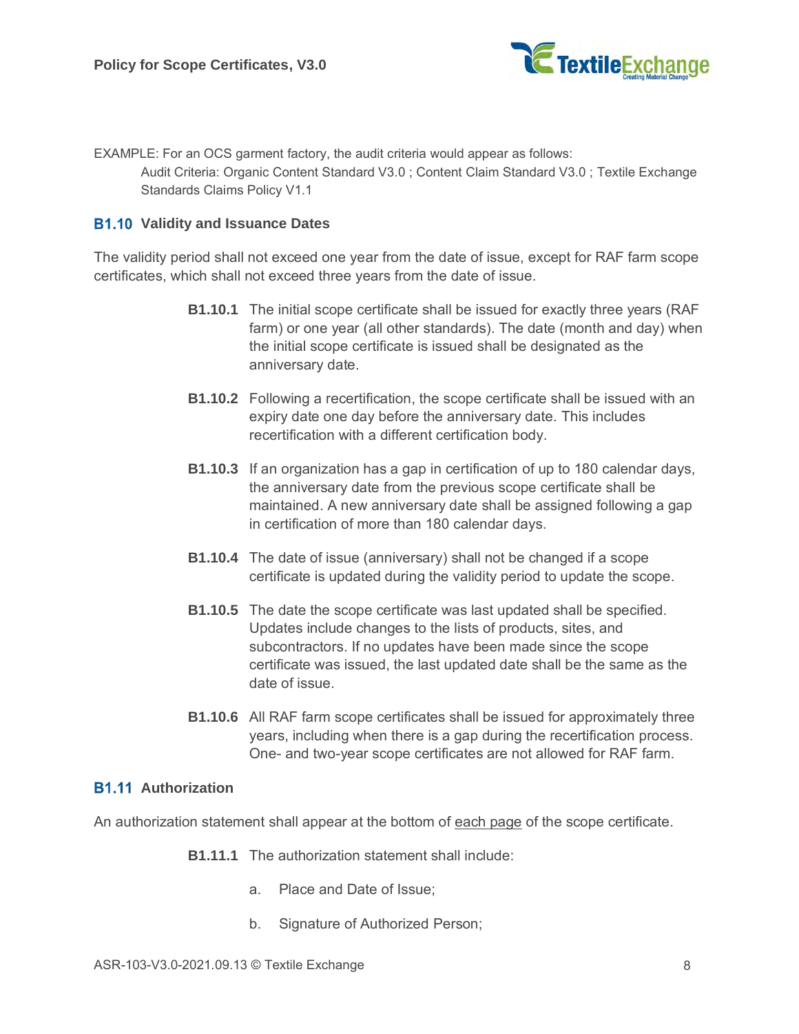EXAMPLE: For an OCS garment factory, the audit criteria would appear as follows:

> Audit Criteria: Organic Content Standard V3.0 ; Content Claim Standard V3.0 ; Textile Exchange Standards Claims Policy V1.1

## B1.10 Validity and Issuance Dates

The validity period shall not exceed one year from the date of issue, except for RAF farm scope certificates, which shall not exceed three years from the date of issue.

**B1.10.1** The initial scope certificate shall be issued for exactly three years (RAF farm) or one year (all other standards). The date (month and day) when the initial scope certificate is issued shall be designated as the anniversary date.

**B1.10.2** Following a recertification, the scope certificate shall be issued with an expiry date one day before the anniversary date. This includes recertification with a different certification body.

**B1.10.3** If an organization has a gap in certification of up to 180 calendar days, the anniversary date from the previous scope certificate shall be maintained. A new anniversary date shall be assigned following a gap in certification of more than 180 calendar days.

**B1.10.4** The date of issue (anniversary) shall not be changed if a scope certificate is updated during the validity period to update the scope.

**B1.10.5** The date the scope certificate was last updated shall be specified. Updates include changes to the lists of products, sites, and subcontractors. If no updates have been made since the scope certificate was issued, the last updated date shall be the same as the date of issue.

**B1.10.6** All RAF farm scope certificates shall be issued for approximately three years, including when there is a gap during the recertification process. One- and two-year scope certificates are not allowed for RAF farm.

## B1.11 Authorization

An authorization statement shall appear at the bottom of <u>each page</u> of the scope certificate.

**B1.11.1** The authorization statement shall include:

a. Place and Date of Issue;

b. Signature of Authorized Person;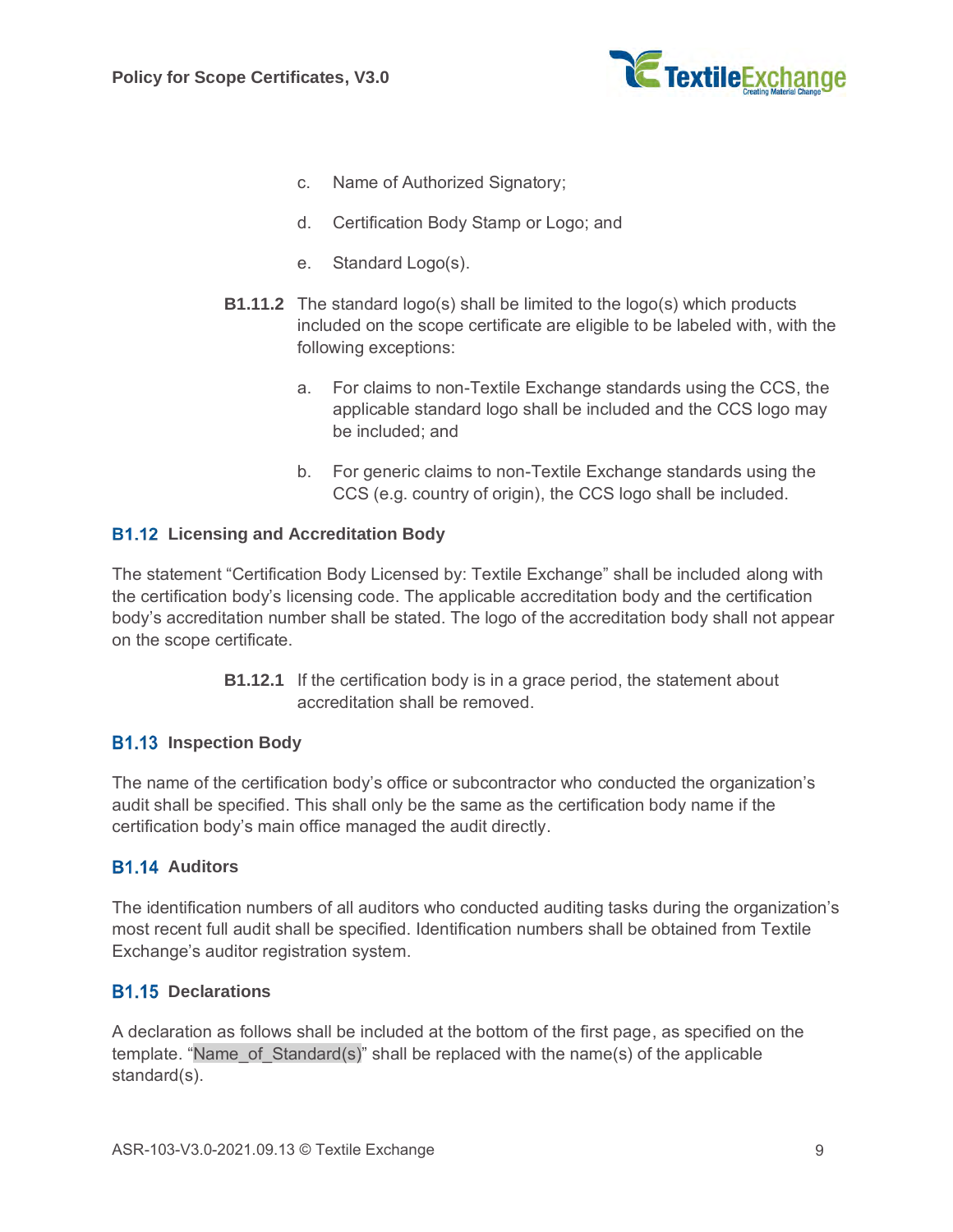c. Name of Authorized Signatory;

d. Certification Body Stamp or Logo; and

e. Standard Logo(s).

**B1.11.2** The standard logo(s) shall be limited to the logo(s) which products included on the scope certificate are eligible to be labeled with, with the following exceptions:

a. For claims to non-Textile Exchange standards using the CCS, the applicable standard logo shall be included and the CCS logo may be included; and

b. For generic claims to non-Textile Exchange standards using the CCS (e.g. country of origin), the CCS logo shall be included.

### B1.12 Licensing and Accreditation Body

The statement "Certification Body Licensed by: Textile Exchange" shall be included along with the certification body's licensing code. The applicable accreditation body and the certification body's accreditation number shall be stated. The logo of the accreditation body shall not appear on the scope certificate.

**B1.12.1** If the certification body is in a grace period, the statement about accreditation shall be removed.

### B1.13 Inspection Body

The name of the certification body's office or subcontractor who conducted the organization's audit shall be specified. This shall only be the same as the certification body name if the certification body's main office managed the audit directly.

### B1.14 Auditors

The identification numbers of all auditors who conducted auditing tasks during the organization's most recent full audit shall be specified. Identification numbers shall be obtained from Textile Exchange's auditor registration system.

### B1.15 Declarations

A declaration as follows shall be included at the bottom of the first page, as specified on the template. "Name_of_Standard(s)" shall be replaced with the name(s) of the applicable standard(s).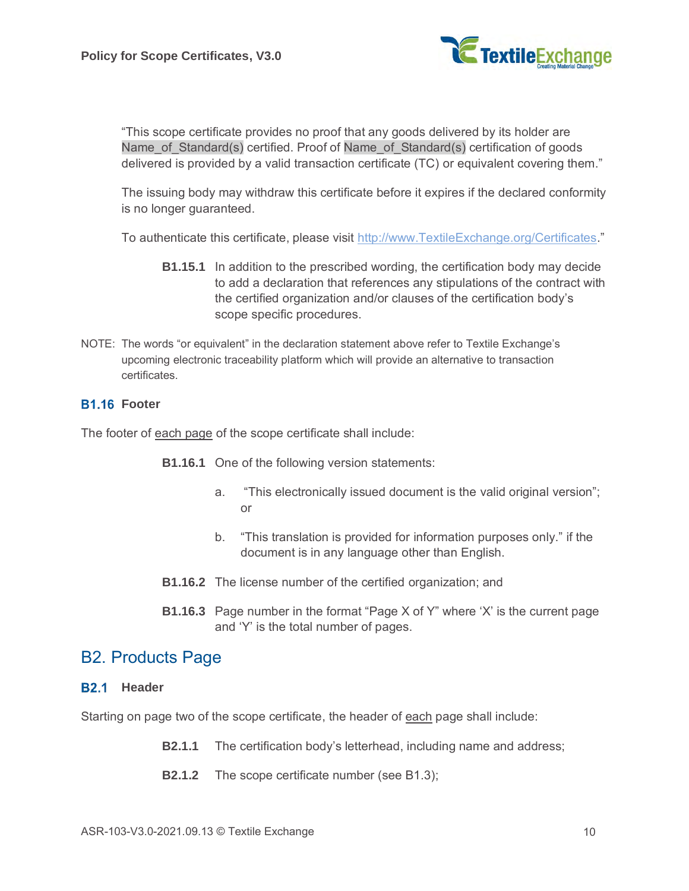"This scope certificate provides no proof that any goods delivered by its holder are Name_of_Standard(s) certified. Proof of Name_of_Standard(s) certification of goods delivered is provided by a valid transaction certificate (TC) or equivalent covering them."

The issuing body may withdraw this certificate before it expires if the declared conformity is no longer guaranteed.

To authenticate this certificate, please visit http://www.TextileExchange.org/Certificates."

**B1.15.1** In addition to the prescribed wording, the certification body may decide to add a declaration that references any stipulations of the contract with the certified organization and/or clauses of the certification body's scope specific procedures.

NOTE: The words "or equivalent" in the declaration statement above refer to Textile Exchange's upcoming electronic traceability platform which will provide an alternative to transaction certificates.

### B1.16 Footer

The footer of each page of the scope certificate shall include:

**B1.16.1** One of the following version statements:

a. "This electronically issued document is the valid original version"; or

b. "This translation is provided for information purposes only." if the document is in any language other than English.

**B1.16.2** The license number of the certified organization; and

**B1.16.3** Page number in the format "Page X of Y" where 'X' is the current page and 'Y' is the total number of pages.

## B2. Products Page

### B2.1 Header

Starting on page two of the scope certificate, the header of each page shall include:

**B2.1.1** The certification body's letterhead, including name and address;

**B2.1.2** The scope certificate number (see B1.3);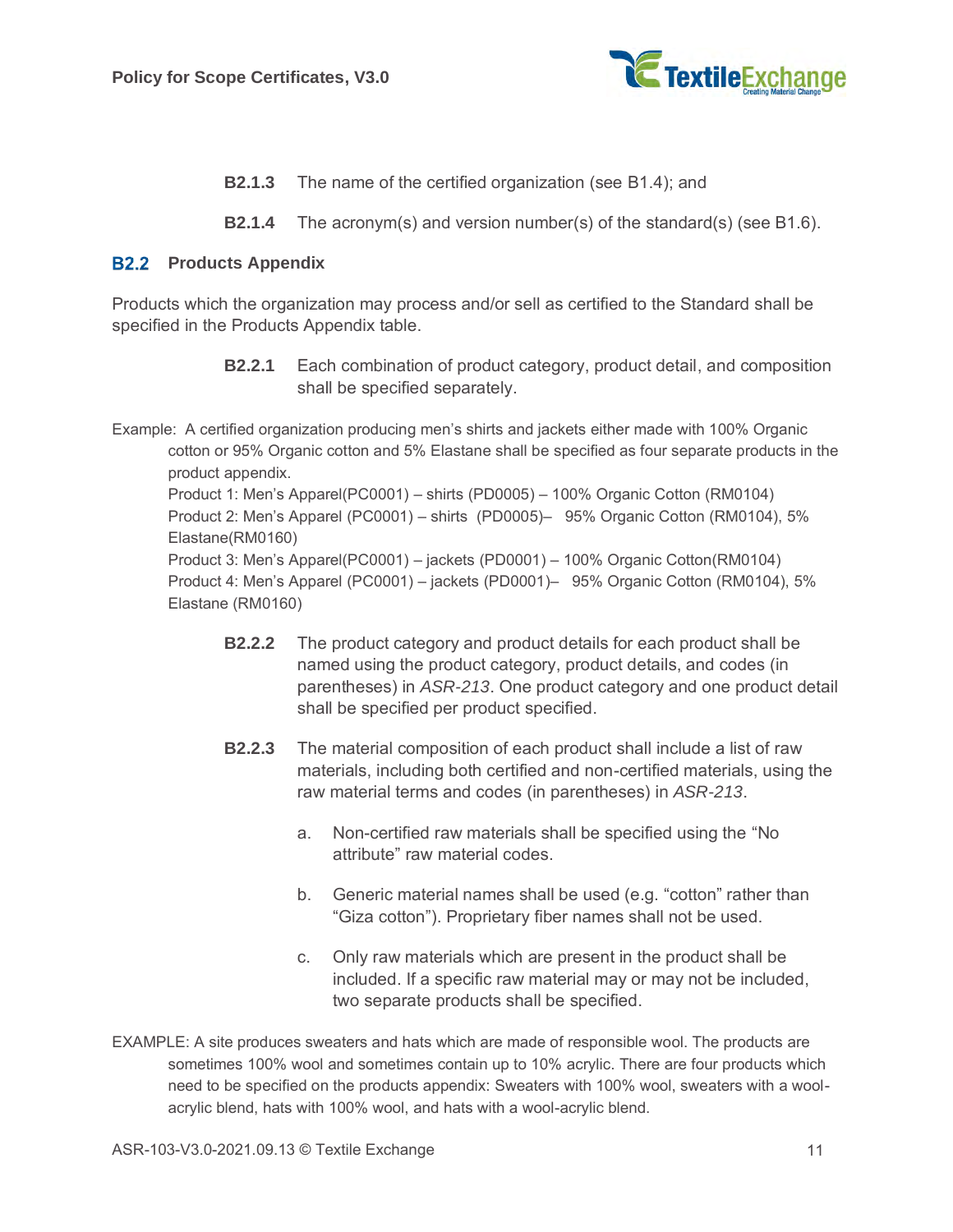**B2.1.3** The name of the certified organization (see B1.4); and

**B2.1.4** The acronym(s) and version number(s) of the standard(s) (see B1.6).

## B2.2 Products Appendix

Products which the organization may process and/or sell as certified to the Standard shall be specified in the Products Appendix table.

**B2.2.1** Each combination of product category, product detail, and composition shall be specified separately.

Example: A certified organization producing men's shirts and jackets either made with 100% Organic cotton or 95% Organic cotton and 5% Elastane shall be specified as four separate products in the product appendix.
Product 1: Men's Apparel(PC0001) – shirts (PD0005) – 100% Organic Cotton (RM0104)
Product 2: Men's Apparel (PC0001) – shirts (PD0005)– 95% Organic Cotton (RM0104), 5% Elastane(RM0160)
Product 3: Men's Apparel(PC0001) – jackets (PD0001) – 100% Organic Cotton(RM0104)
Product 4: Men's Apparel (PC0001) – jackets (PD0001)– 95% Organic Cotton (RM0104), 5% Elastane (RM0160)

**B2.2.2** The product category and product details for each product shall be named using the product category, product details, and codes (in parentheses) in *ASR-213*. One product category and one product detail shall be specified per product specified.

**B2.2.3** The material composition of each product shall include a list of raw materials, including both certified and non-certified materials, using the raw material terms and codes (in parentheses) in *ASR-213*.

a. Non-certified raw materials shall be specified using the "No attribute" raw material codes.

b. Generic material names shall be used (e.g. "cotton" rather than "Giza cotton"). Proprietary fiber names shall not be used.

c. Only raw materials which are present in the product shall be included. If a specific raw material may or may not be included, two separate products shall be specified.

EXAMPLE: A site produces sweaters and hats which are made of responsible wool. The products are sometimes 100% wool and sometimes contain up to 10% acrylic. There are four products which need to be specified on the products appendix: Sweaters with 100% wool, sweaters with a wool-acrylic blend, hats with 100% wool, and hats with a wool-acrylic blend.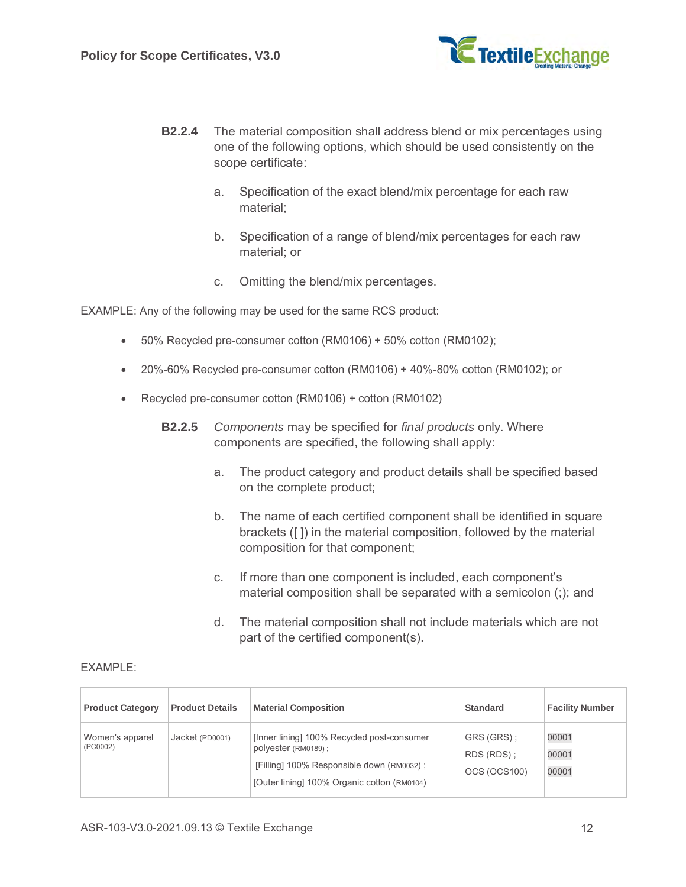**B2.2.4** The material composition shall address blend or mix percentages using one of the following options, which should be used consistently on the scope certificate:

a. Specification of the exact blend/mix percentage for each raw material;

b. Specification of a range of blend/mix percentages for each raw material; or

c. Omitting the blend/mix percentages.

EXAMPLE: Any of the following may be used for the same RCS product:

- 50% Recycled pre-consumer cotton (RM0106) + 50% cotton (RM0102);
- 20%-60% Recycled pre-consumer cotton (RM0106) + 40%-80% cotton (RM0102); or
- Recycled pre-consumer cotton (RM0106) + cotton (RM0102)

**B2.2.5** *Components* may be specified for *final products* only. Where components are specified, the following shall apply:

a. The product category and product details shall be specified based on the complete product;

b. The name of each certified component shall be identified in square brackets ([ ]) in the material composition, followed by the material composition for that component;

c. If more than one component is included, each component's material composition shall be separated with a semicolon (;); and

d. The material composition shall not include materials which are not part of the certified component(s).

EXAMPLE:

| Product Category | Product Details | Material Composition | Standard | Facility Number |
|---|---|---|---|---|
| Women's apparel (PC0002) | Jacket (PD0001) | [Inner lining] 100% Recycled post-consumer polyester (RM0189) ; [Filling] 100% Responsible down (RM0032) ; [Outer lining] 100% Organic cotton (RM0104) | GRS (GRS) ; RDS (RDS) ; OCS (OCS100) | 00001 00001 00001 |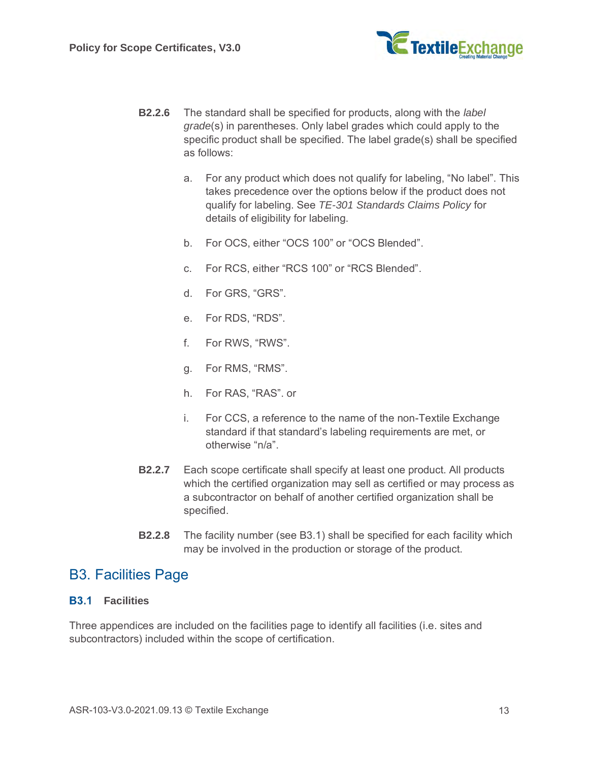**B2.2.6** The standard shall be specified for products, along with the *label grade*(s) in parentheses. Only label grades which could apply to the specific product shall be specified. The label grade(s) shall be specified as follows:

a. For any product which does not qualify for labeling, “No label”. This takes precedence over the options below if the product does not qualify for labeling. See *TE-301 Standards Claims Policy* for details of eligibility for labeling.

b. For OCS, either “OCS 100” or “OCS Blended”.

c. For RCS, either “RCS 100” or “RCS Blended”.

d. For GRS, “GRS”.

e. For RDS, “RDS”.

f. For RWS, “RWS”.

g. For RMS, “RMS”.

h. For RAS, “RAS”. or

i. For CCS, a reference to the name of the non-Textile Exchange standard if that standard’s labeling requirements are met, or otherwise “n/a”.

**B2.2.7** Each scope certificate shall specify at least one product. All products which the certified organization may sell as certified or may process as a subcontractor on behalf of another certified organization shall be specified.

**B2.2.8** The facility number (see B3.1) shall be specified for each facility which may be involved in the production or storage of the product.

## B3. Facilities Page

### B3.1 Facilities

Three appendices are included on the facilities page to identify all facilities (i.e. sites and subcontractors) included within the scope of certification.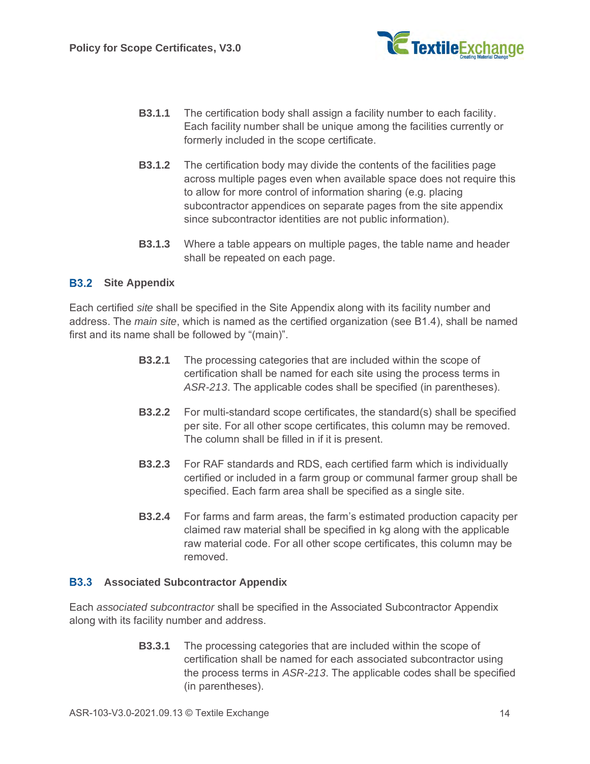**B3.1.1** The certification body shall assign a facility number to each facility. Each facility number shall be unique among the facilities currently or formerly included in the scope certificate.

**B3.1.2** The certification body may divide the contents of the facilities page across multiple pages even when available space does not require this to allow for more control of information sharing (e.g. placing subcontractor appendices on separate pages from the site appendix since subcontractor identities are not public information).

**B3.1.3** Where a table appears on multiple pages, the table name and header shall be repeated on each page.

### B3.2 Site Appendix

Each certified *site* shall be specified in the Site Appendix along with its facility number and address. The *main site*, which is named as the certified organization (see B1.4), shall be named first and its name shall be followed by "(main)".

**B3.2.1** The processing categories that are included within the scope of certification shall be named for each site using the process terms in *ASR-213*. The applicable codes shall be specified (in parentheses).

**B3.2.2** For multi-standard scope certificates, the standard(s) shall be specified per site. For all other scope certificates, this column may be removed. The column shall be filled in if it is present.

**B3.2.3** For RAF standards and RDS, each certified farm which is individually certified or included in a farm group or communal farmer group shall be specified. Each farm area shall be specified as a single site.

**B3.2.4** For farms and farm areas, the farm's estimated production capacity per claimed raw material shall be specified in kg along with the applicable raw material code. For all other scope certificates, this column may be removed.

### B3.3 Associated Subcontractor Appendix

Each *associated subcontractor* shall be specified in the Associated Subcontractor Appendix along with its facility number and address.

**B3.3.1** The processing categories that are included within the scope of certification shall be named for each associated subcontractor using the process terms in *ASR-213*. The applicable codes shall be specified (in parentheses).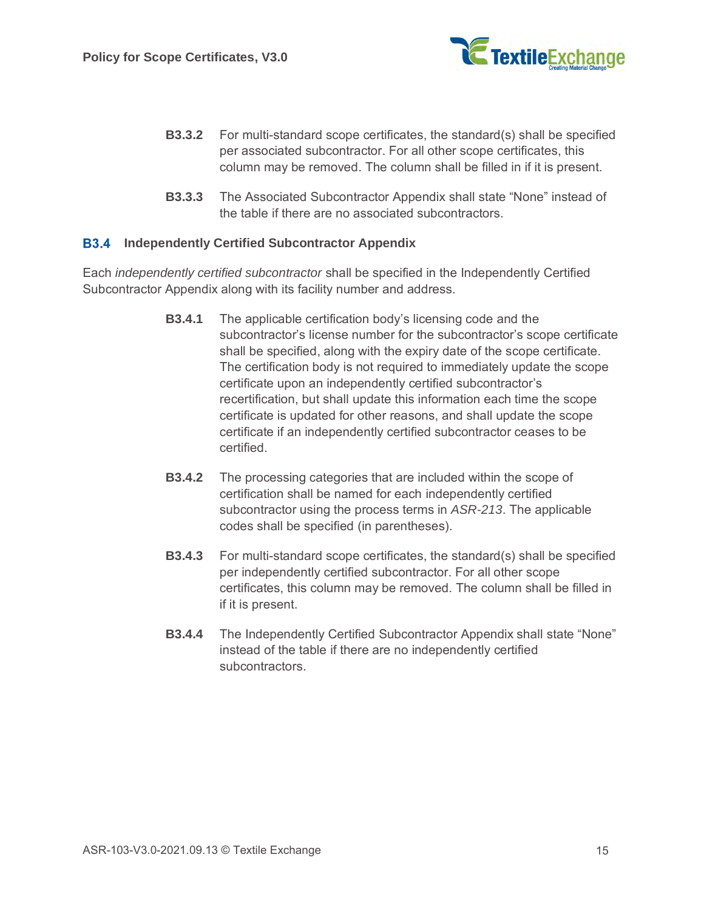**B3.3.2** For multi-standard scope certificates, the standard(s) shall be specified per associated subcontractor. For all other scope certificates, this column may be removed. The column shall be filled in if it is present.

**B3.3.3** The Associated Subcontractor Appendix shall state "None" instead of the table if there are no associated subcontractors.

### B3.4 Independently Certified Subcontractor Appendix

Each *independently certified subcontractor* shall be specified in the Independently Certified Subcontractor Appendix along with its facility number and address.

**B3.4.1** The applicable certification body's licensing code and the subcontractor's license number for the subcontractor's scope certificate shall be specified, along with the expiry date of the scope certificate. The certification body is not required to immediately update the scope certificate upon an independently certified subcontractor's recertification, but shall update this information each time the scope certificate is updated for other reasons, and shall update the scope certificate if an independently certified subcontractor ceases to be certified.

**B3.4.2** The processing categories that are included within the scope of certification shall be named for each independently certified subcontractor using the process terms in *ASR-213*. The applicable codes shall be specified (in parentheses).

**B3.4.3** For multi-standard scope certificates, the standard(s) shall be specified per independently certified subcontractor. For all other scope certificates, this column may be removed. The column shall be filled in if it is present.

**B3.4.4** The Independently Certified Subcontractor Appendix shall state "None" instead of the table if there are no independently certified subcontractors.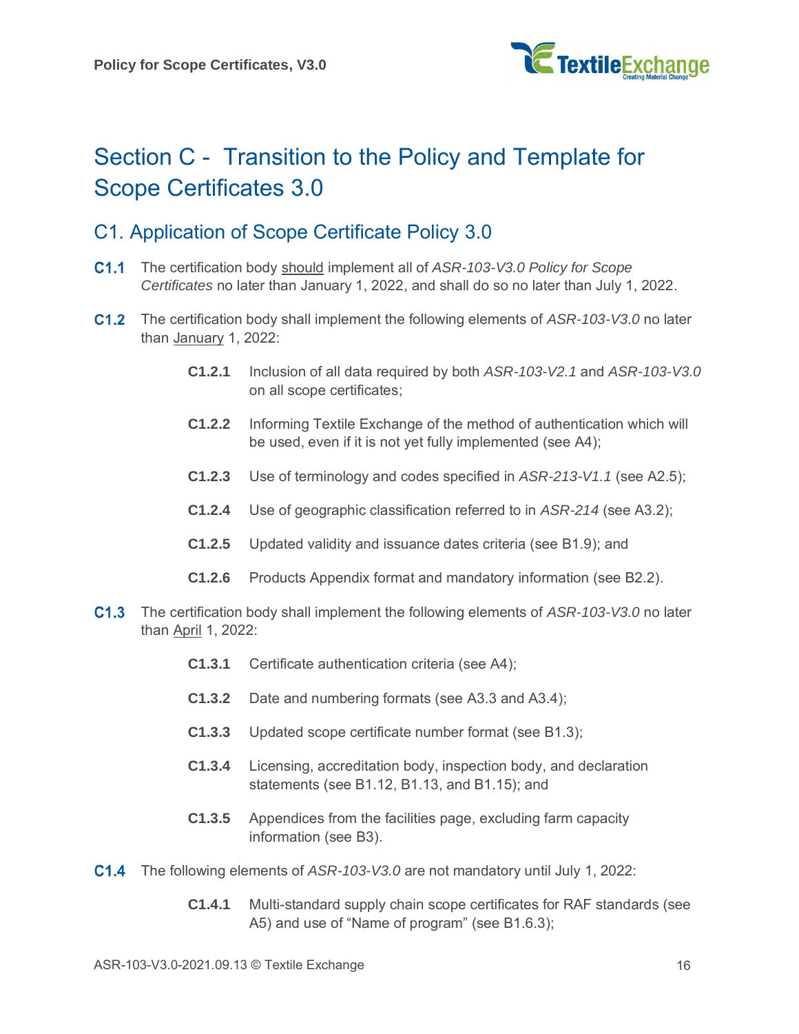# Section C - Transition to the Policy and Template for Scope Certificates 3.0

## C1. Application of Scope Certificate Policy 3.0

**C1.1** The certification body should implement all of *ASR-103-V3.0 Policy for Scope Certificates* no later than January 1, 2022, and shall do so no later than July 1, 2022.

**C1.2** The certification body shall implement the following elements of *ASR-103-V3.0* no later than January 1, 2022:

- **C1.2.1** Inclusion of all data required by both *ASR-103-V2.1* and *ASR-103-V3.0* on all scope certificates;
- **C1.2.2** Informing Textile Exchange of the method of authentication which will be used, even if it is not yet fully implemented (see A4);
- **C1.2.3** Use of terminology and codes specified in *ASR-213-V1.1* (see A2.5);
- **C1.2.4** Use of geographic classification referred to in *ASR-214* (see A3.2);
- **C1.2.5** Updated validity and issuance dates criteria (see B1.9); and
- **C1.2.6** Products Appendix format and mandatory information (see B2.2).

**C1.3** The certification body shall implement the following elements of *ASR-103-V3.0* no later than April 1, 2022:

- **C1.3.1** Certificate authentication criteria (see A4);
- **C1.3.2** Date and numbering formats (see A3.3 and A3.4);
- **C1.3.3** Updated scope certificate number format (see B1.3);
- **C1.3.4** Licensing, accreditation body, inspection body, and declaration statements (see B1.12, B1.13, and B1.15); and
- **C1.3.5** Appendices from the facilities page, excluding farm capacity information (see B3).

**C1.4** The following elements of *ASR-103-V3.0* are not mandatory until July 1, 2022:

- **C1.4.1** Multi-standard supply chain scope certificates for RAF standards (see A5) and use of "Name of program" (see B1.6.3);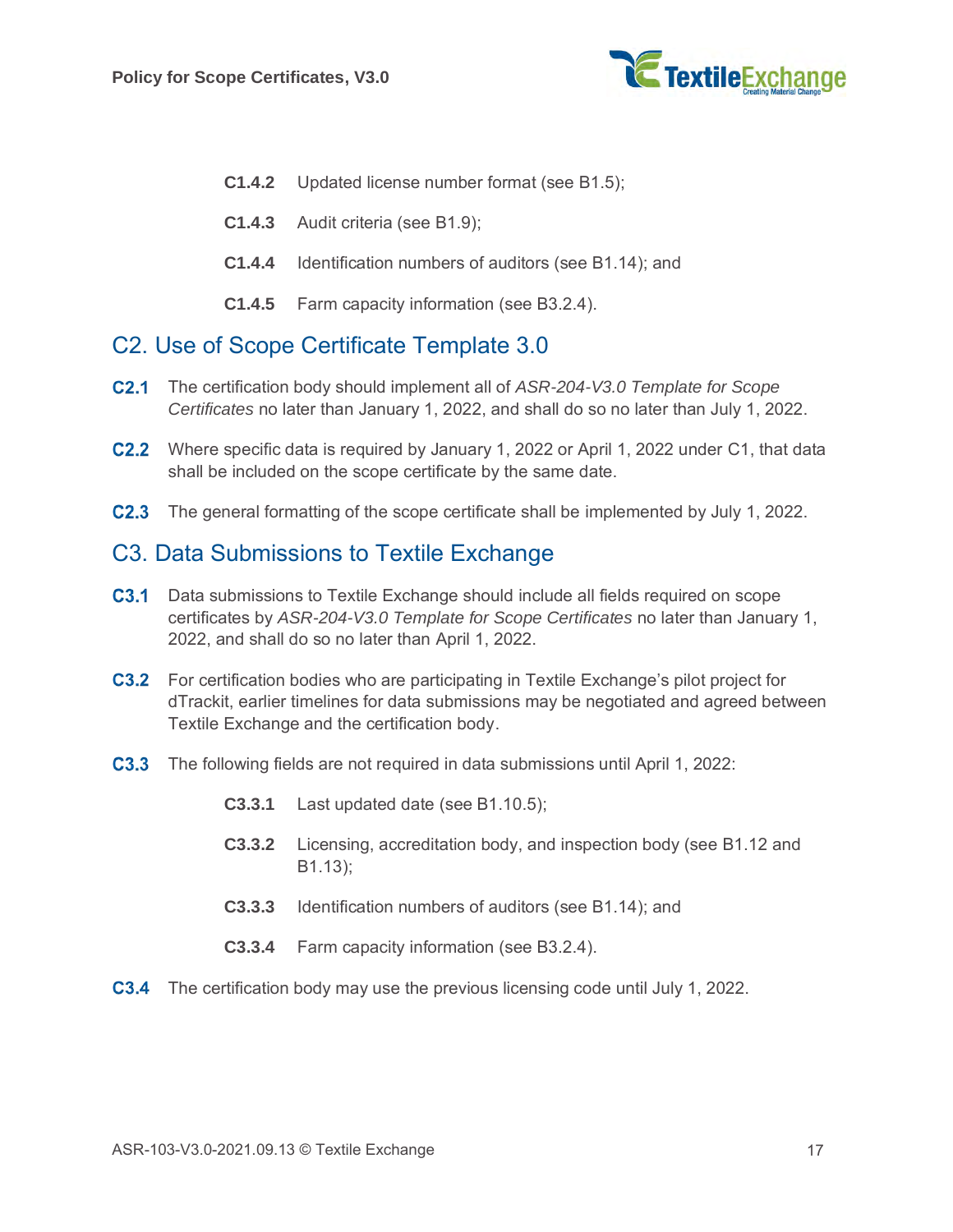**C1.4.2** Updated license number format (see B1.5);

**C1.4.3** Audit criteria (see B1.9);

**C1.4.4** Identification numbers of auditors (see B1.14); and

**C1.4.5** Farm capacity information (see B3.2.4).

## C2. Use of Scope Certificate Template 3.0

**C2.1** The certification body should implement all of *ASR-204-V3.0 Template for Scope Certificates* no later than January 1, 2022, and shall do so no later than July 1, 2022.

**C2.2** Where specific data is required by January 1, 2022 or April 1, 2022 under C1, that data shall be included on the scope certificate by the same date.

**C2.3** The general formatting of the scope certificate shall be implemented by July 1, 2022.

## C3. Data Submissions to Textile Exchange

**C3.1** Data submissions to Textile Exchange should include all fields required on scope certificates by *ASR-204-V3.0 Template for Scope Certificates* no later than January 1, 2022, and shall do so no later than April 1, 2022.

**C3.2** For certification bodies who are participating in Textile Exchange's pilot project for dTrackit, earlier timelines for data submissions may be negotiated and agreed between Textile Exchange and the certification body.

**C3.3** The following fields are not required in data submissions until April 1, 2022:

**C3.3.1** Last updated date (see B1.10.5);

**C3.3.2** Licensing, accreditation body, and inspection body (see B1.12 and B1.13);

**C3.3.3** Identification numbers of auditors (see B1.14); and

**C3.3.4** Farm capacity information (see B3.2.4).

**C3.4** The certification body may use the previous licensing code until July 1, 2022.